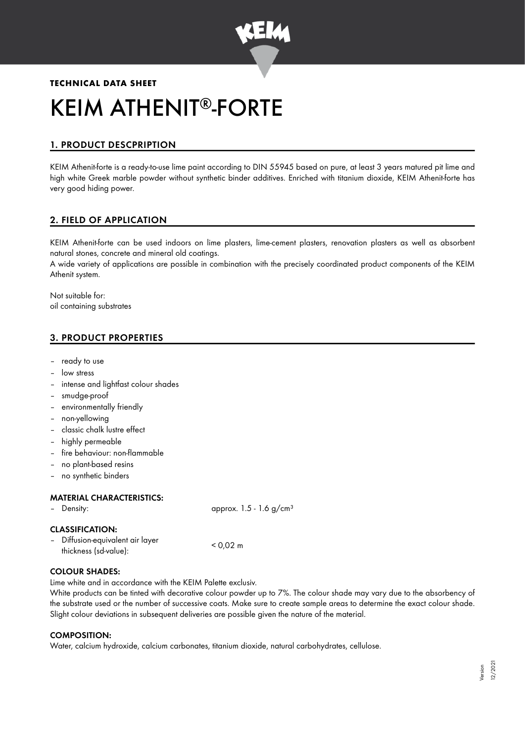**TECHNICAL DATA SHEET**

# KEIM ATHENIT®-FORTE

## 1. PRODUCT DESCPRIPTION

KEIM Athenit-forte is a ready-to-use lime paint according to DIN 55945 based on pure, at least 3 years matured pit lime and high white Greek marble powder without synthetic binder additives. Enriched with titanium dioxide, KEIM Athenit-forte has very good hiding power.

## 2. FIELD OF APPLICATION

KEIM Athenit-forte can be used indoors on lime plasters, lime-cement plasters, renovation plasters as well as absorbent natural stones, concrete and mineral old coatings.
A wide variety of applications are possible in combination with the precisely coordinated product components of the KEIM Athenit system.

Not suitable for:
oil containing substrates

## 3. PRODUCT PROPERTIES

- ready to use
- low stress
- intense and lightfast colour shades
- smudge-proof
- environmentally friendly
- non-yellowing
- classic chalk lustre effect
- highly permeable
- fire behaviour: non-flammable
- no plant-based resins
- no synthetic binders

### MATERIAL CHARACTERISTICS:

- Density: approx. 1.5 - 1.6 g/cm³

### CLASSIFICATION:

- Diffusion-equivalent air layer thickness (sd-value): < 0,02 m

### COLOUR SHADES:

Lime white and in accordance with the KEIM Palette exclusiv.
White products can be tinted with decorative colour powder up to 7%. The colour shade may vary due to the absorbency of the substrate used or the number of successive coats. Make sure to create sample areas to determine the exact colour shade. Slight colour deviations in subsequent deliveries are possible given the nature of the material.

### COMPOSITION:

Water, calcium hydroxide, calcium carbonates, titanium dioxide, natural carbohydrates, cellulose.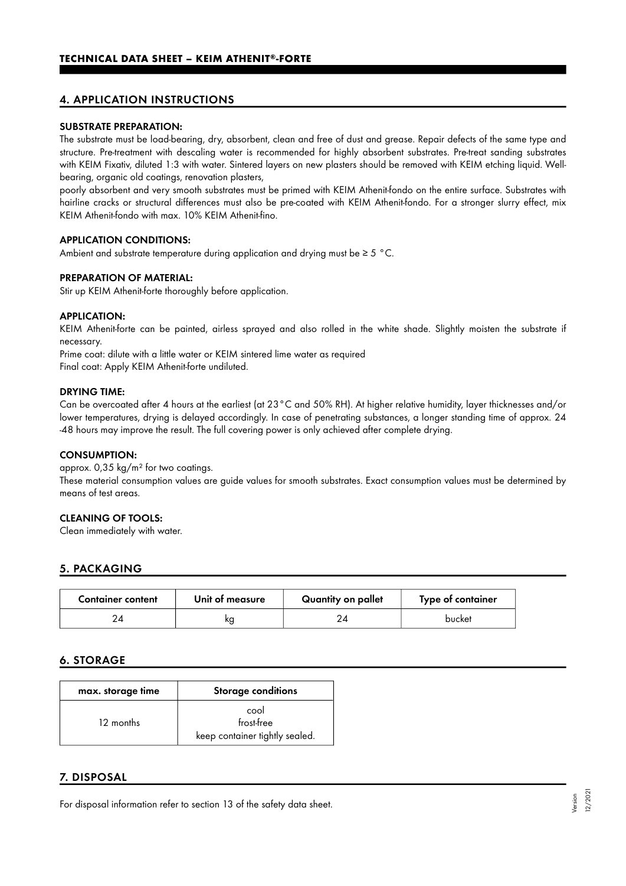## 4. APPLICATION INSTRUCTIONS

### SUBSTRATE PREPARATION:

The substrate must be load-bearing, dry, absorbent, clean and free of dust and grease. Repair defects of the same type and structure. Pre-treatment with descaling water is recommended for highly absorbent substrates. Pre-treat sanding substrates with KEIM Fixativ, diluted 1:3 with water. Sintered layers on new plasters should be removed with KEIM etching liquid. Well-bearing, organic old coatings, renovation plasters,

poorly absorbent and very smooth substrates must be primed with KEIM Athenit-fondo on the entire surface. Substrates with hairline cracks or structural differences must also be pre-coated with KEIM Athenit-fondo. For a stronger slurry effect, mix KEIM Athenit-fondo with max. 10% KEIM Athenit-fino.

### APPLICATION CONDITIONS:

Ambient and substrate temperature during application and drying must be ≥ 5 °C.

### PREPARATION OF MATERIAL:

Stir up KEIM Athenit-forte thoroughly before application.

### APPLICATION:

KEIM Athenit-forte can be painted, airless sprayed and also rolled in the white shade. Slightly moisten the substrate if necessary.

Prime coat: dilute with a little water or KEIM sintered lime water as required

Final coat: Apply KEIM Athenit-forte undiluted.

### DRYING TIME:

Can be overcoated after 4 hours at the earliest (at 23°C and 50% RH). At higher relative humidity, layer thicknesses and/or lower temperatures, drying is delayed accordingly. In case of penetrating substances, a longer standing time of approx. 24 -48 hours may improve the result. The full covering power is only achieved after complete drying.

### CONSUMPTION:

approx. 0,35 kg/m² for two coatings.

These material consumption values are guide values for smooth substrates. Exact consumption values must be determined by means of test areas.

### CLEANING OF TOOLS:

Clean immediately with water.

## 5. PACKAGING

| Container content | Unit of measure | Quantity on pallet | Type of container |
|---|---|---|---|
| 24 | kg | 24 | bucket |

## 6. STORAGE

| max. storage time | Storage conditions |
|---|---|
| 12 months | cool<br>frost-free<br>keep container tightly sealed. |

## 7. DISPOSAL

For disposal information refer to section 13 of the safety data sheet.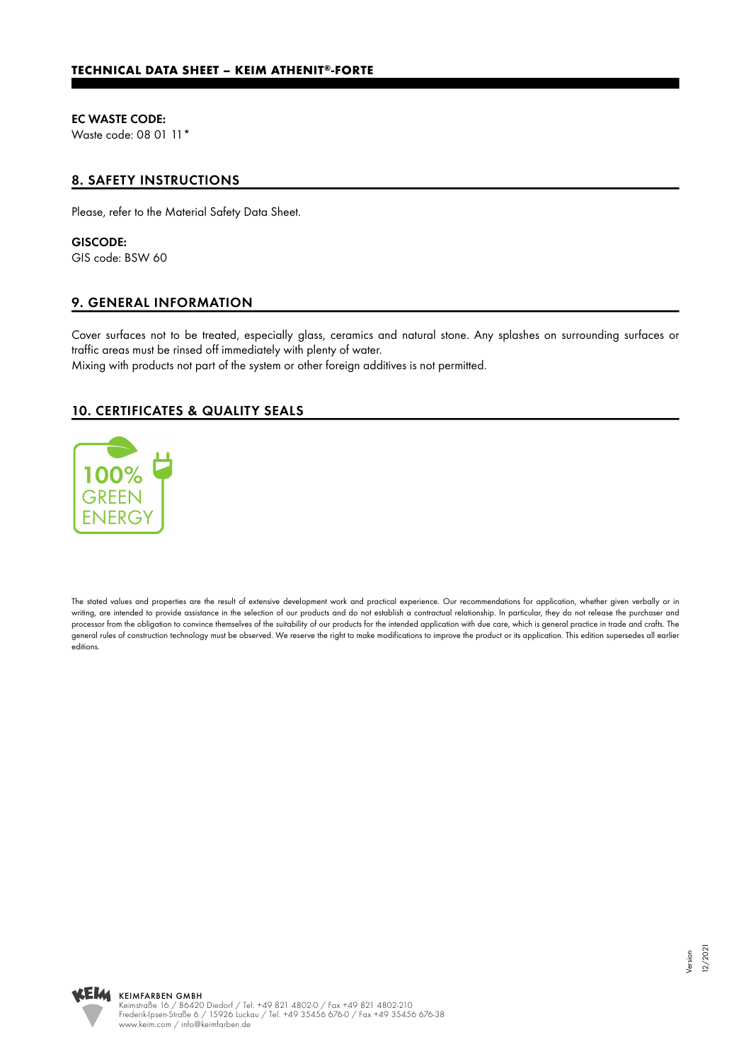**EC WASTE CODE:**
Waste code: 08 01 11*

## 8. SAFETY INSTRUCTIONS

Please, refer to the Material Safety Data Sheet.

**GISCODE:**
GIS code: BSW 60

## 9. GENERAL INFORMATION

Cover surfaces not to be treated, especially glass, ceramics and natural stone. Any splashes on surrounding surfaces or traffic areas must be rinsed off immediately with plenty of water.
Mixing with products not part of the system or other foreign additives is not permitted.

## 10. CERTIFICATES & QUALITY SEALS

100% GREEN ENERGY

The stated values and properties are the result of extensive development work and practical experience. Our recommendations for application, whether given verbally or in writing, are intended to provide assistance in the selection of our products and do not establish a contractual relationship. In particular, they do not release the purchaser and processor from the obligation to convince themselves of the suitability of our products for the intended application with due care, which is general practice in trade and crafts. The general rules of construction technology must be observed. We reserve the right to make modifications to improve the product or its application. This edition supersedes all earlier editions.

KEIMFARBEN GMBH
Keimstraße 16 / 86420 Diedorf / Tel. +49 821 4802-0 / Fax +49 821 4802-210
Frederik-Ipsen-Straße 6 / 15926 Luckau / Tel. +49 35456 676-0 / Fax +49 35456 676-38
www.keim.com / info@keimfarben.de

Version 12/2021